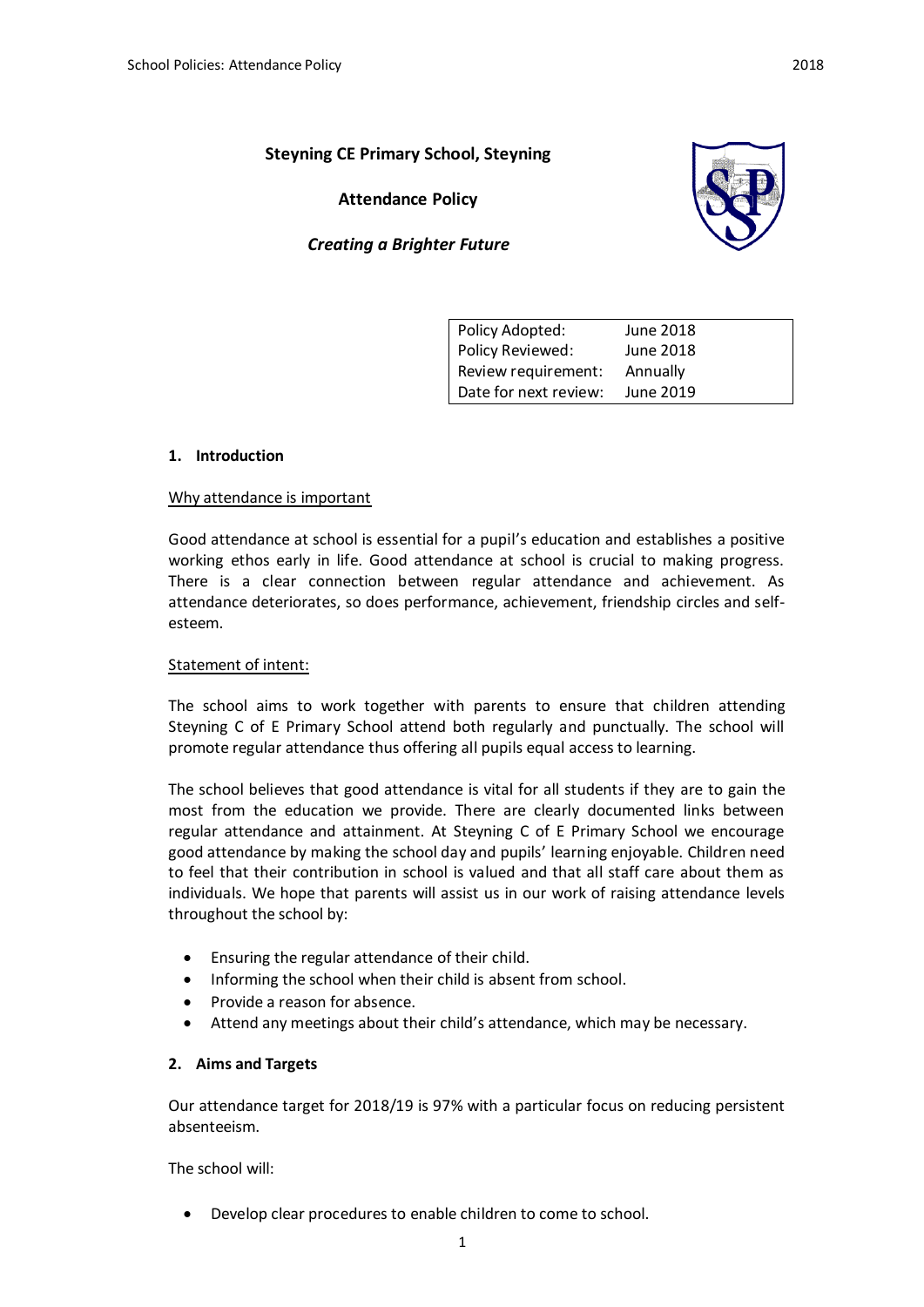# Steyning CE Primary School, Steyning

## Attendance Policy

***Creating a Brighter Future***

| Policy Adopted: | June 2018 |
|---|---|
| Policy Reviewed: | June 2018 |
| Review requirement: | Annually |
| Date for next review: | June 2019 |

### 1. Introduction

Why attendance is important

Good attendance at school is essential for a pupil's education and establishes a positive working ethos early in life. Good attendance at school is crucial to making progress. There is a clear connection between regular attendance and achievement. As attendance deteriorates, so does performance, achievement, friendship circles and self-esteem.

Statement of intent:

The school aims to work together with parents to ensure that children attending Steyning C of E Primary School attend both regularly and punctually. The school will promote regular attendance thus offering all pupils equal access to learning.

The school believes that good attendance is vital for all students if they are to gain the most from the education we provide. There are clearly documented links between regular attendance and attainment. At Steyning C of E Primary School we encourage good attendance by making the school day and pupils' learning enjoyable. Children need to feel that their contribution in school is valued and that all staff care about them as individuals. We hope that parents will assist us in our work of raising attendance levels throughout the school by:

- Ensuring the regular attendance of their child.
- Informing the school when their child is absent from school.
- Provide a reason for absence.
- Attend any meetings about their child's attendance, which may be necessary.

### 2. Aims and Targets

Our attendance target for 2018/19 is 97% with a particular focus on reducing persistent absenteeism.

The school will:

- Develop clear procedures to enable children to come to school.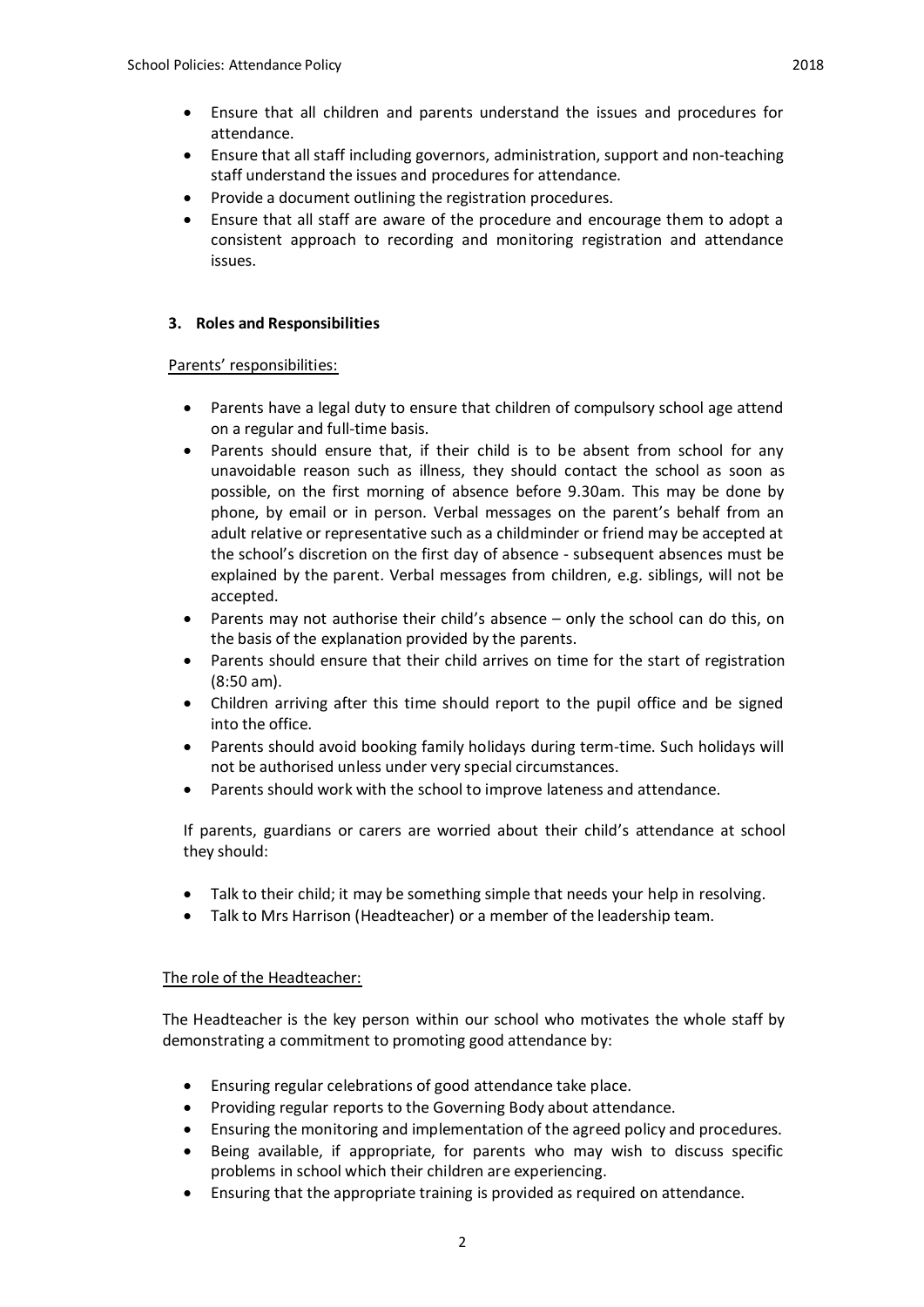- Ensure that all children and parents understand the issues and procedures for attendance.
- Ensure that all staff including governors, administration, support and non-teaching staff understand the issues and procedures for attendance.
- Provide a document outlining the registration procedures.
- Ensure that all staff are aware of the procedure and encourage them to adopt a consistent approach to recording and monitoring registration and attendance issues.

### 3. Roles and Responsibilities

Parents' responsibilities:

- Parents have a legal duty to ensure that children of compulsory school age attend on a regular and full-time basis.
- Parents should ensure that, if their child is to be absent from school for any unavoidable reason such as illness, they should contact the school as soon as possible, on the first morning of absence before 9.30am. This may be done by phone, by email or in person. Verbal messages on the parent's behalf from an adult relative or representative such as a childminder or friend may be accepted at the school's discretion on the first day of absence - subsequent absences must be explained by the parent. Verbal messages from children, e.g. siblings, will not be accepted.
- Parents may not authorise their child's absence – only the school can do this, on the basis of the explanation provided by the parents.
- Parents should ensure that their child arrives on time for the start of registration (8:50 am).
- Children arriving after this time should report to the pupil office and be signed into the office.
- Parents should avoid booking family holidays during term-time. Such holidays will not be authorised unless under very special circumstances.
- Parents should work with the school to improve lateness and attendance.

If parents, guardians or carers are worried about their child's attendance at school they should:

- Talk to their child; it may be something simple that needs your help in resolving.
- Talk to Mrs Harrison (Headteacher) or a member of the leadership team.

The role of the Headteacher:

The Headteacher is the key person within our school who motivates the whole staff by demonstrating a commitment to promoting good attendance by:

- Ensuring regular celebrations of good attendance take place.
- Providing regular reports to the Governing Body about attendance.
- Ensuring the monitoring and implementation of the agreed policy and procedures.
- Being available, if appropriate, for parents who may wish to discuss specific problems in school which their children are experiencing.
- Ensuring that the appropriate training is provided as required on attendance.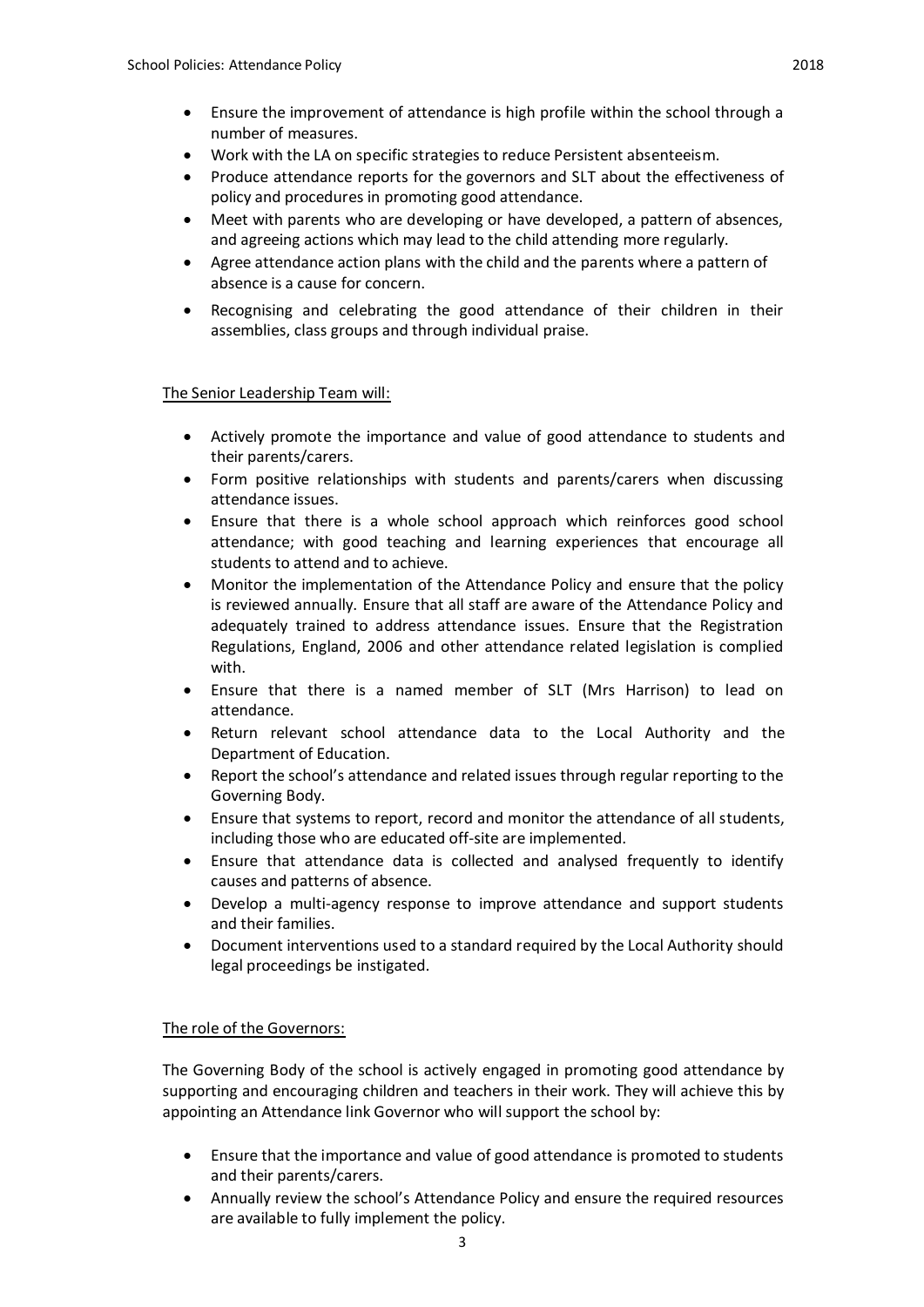- Ensure the improvement of attendance is high profile within the school through a number of measures.
- Work with the LA on specific strategies to reduce Persistent absenteeism.
- Produce attendance reports for the governors and SLT about the effectiveness of policy and procedures in promoting good attendance.
- Meet with parents who are developing or have developed, a pattern of absences, and agreeing actions which may lead to the child attending more regularly.
- Agree attendance action plans with the child and the parents where a pattern of absence is a cause for concern.
- Recognising and celebrating the good attendance of their children in their assemblies, class groups and through individual praise.

The Senior Leadership Team will:

- Actively promote the importance and value of good attendance to students and their parents/carers.
- Form positive relationships with students and parents/carers when discussing attendance issues.
- Ensure that there is a whole school approach which reinforces good school attendance; with good teaching and learning experiences that encourage all students to attend and to achieve.
- Monitor the implementation of the Attendance Policy and ensure that the policy is reviewed annually. Ensure that all staff are aware of the Attendance Policy and adequately trained to address attendance issues. Ensure that the Registration Regulations, England, 2006 and other attendance related legislation is complied with.
- Ensure that there is a named member of SLT (Mrs Harrison) to lead on attendance.
- Return relevant school attendance data to the Local Authority and the Department of Education.
- Report the school's attendance and related issues through regular reporting to the Governing Body.
- Ensure that systems to report, record and monitor the attendance of all students, including those who are educated off-site are implemented.
- Ensure that attendance data is collected and analysed frequently to identify causes and patterns of absence.
- Develop a multi-agency response to improve attendance and support students and their families.
- Document interventions used to a standard required by the Local Authority should legal proceedings be instigated.

The role of the Governors:

The Governing Body of the school is actively engaged in promoting good attendance by supporting and encouraging children and teachers in their work. They will achieve this by appointing an Attendance link Governor who will support the school by:

- Ensure that the importance and value of good attendance is promoted to students and their parents/carers.
- Annually review the school's Attendance Policy and ensure the required resources are available to fully implement the policy.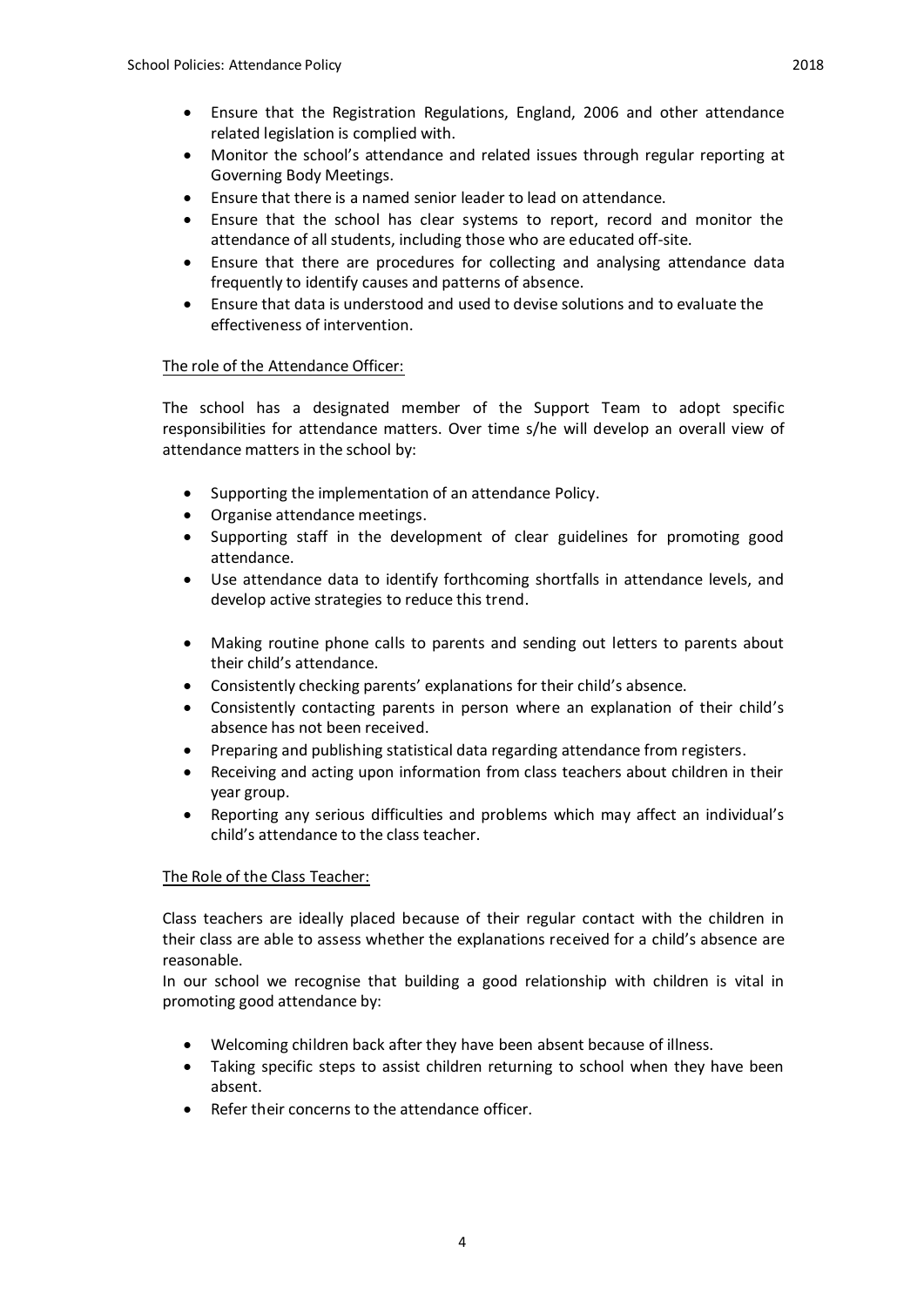- Ensure that the Registration Regulations, England, 2006 and other attendance related legislation is complied with.
- Monitor the school's attendance and related issues through regular reporting at Governing Body Meetings.
- Ensure that there is a named senior leader to lead on attendance.
- Ensure that the school has clear systems to report, record and monitor the attendance of all students, including those who are educated off-site.
- Ensure that there are procedures for collecting and analysing attendance data frequently to identify causes and patterns of absence.
- Ensure that data is understood and used to devise solutions and to evaluate the effectiveness of intervention.

The role of the Attendance Officer:

The school has a designated member of the Support Team to adopt specific responsibilities for attendance matters. Over time s/he will develop an overall view of attendance matters in the school by:

- Supporting the implementation of an attendance Policy.
- Organise attendance meetings.
- Supporting staff in the development of clear guidelines for promoting good attendance.
- Use attendance data to identify forthcoming shortfalls in attendance levels, and develop active strategies to reduce this trend.
- Making routine phone calls to parents and sending out letters to parents about their child's attendance.
- Consistently checking parents' explanations for their child's absence.
- Consistently contacting parents in person where an explanation of their child's absence has not been received.
- Preparing and publishing statistical data regarding attendance from registers.
- Receiving and acting upon information from class teachers about children in their year group.
- Reporting any serious difficulties and problems which may affect an individual's child's attendance to the class teacher.

The Role of the Class Teacher:

Class teachers are ideally placed because of their regular contact with the children in their class are able to assess whether the explanations received for a child's absence are reasonable.
In our school we recognise that building a good relationship with children is vital in promoting good attendance by:

- Welcoming children back after they have been absent because of illness.
- Taking specific steps to assist children returning to school when they have been absent.
- Refer their concerns to the attendance officer.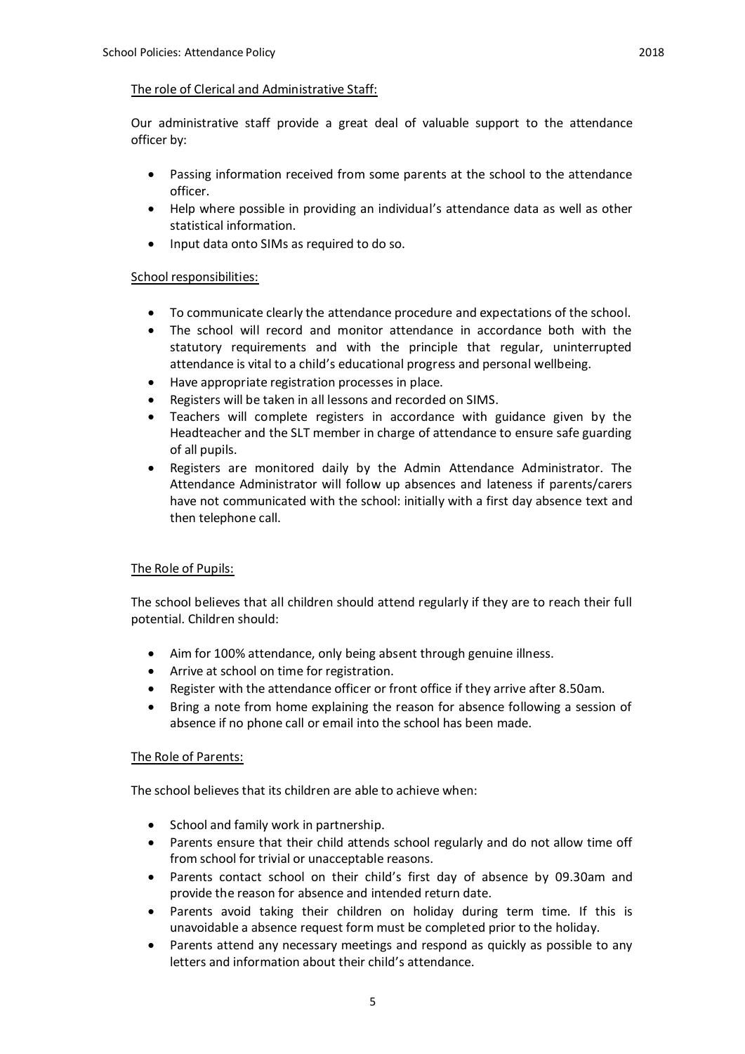## The role of Clerical and Administrative Staff:

Our administrative staff provide a great deal of valuable support to the attendance officer by:

- Passing information received from some parents at the school to the attendance officer.
- Help where possible in providing an individual's attendance data as well as other statistical information.
- Input data onto SIMs as required to do so.

## School responsibilities:

- To communicate clearly the attendance procedure and expectations of the school.
- The school will record and monitor attendance in accordance both with the statutory requirements and with the principle that regular, uninterrupted attendance is vital to a child's educational progress and personal wellbeing.
- Have appropriate registration processes in place.
- Registers will be taken in all lessons and recorded on SIMS.
- Teachers will complete registers in accordance with guidance given by the Headteacher and the SLT member in charge of attendance to ensure safe guarding of all pupils.
- Registers are monitored daily by the Admin Attendance Administrator. The Attendance Administrator will follow up absences and lateness if parents/carers have not communicated with the school: initially with a first day absence text and then telephone call.

## The Role of Pupils:

The school believes that all children should attend regularly if they are to reach their full potential. Children should:

- Aim for 100% attendance, only being absent through genuine illness.
- Arrive at school on time for registration.
- Register with the attendance officer or front office if they arrive after 8.50am.
- Bring a note from home explaining the reason for absence following a session of absence if no phone call or email into the school has been made.

## The Role of Parents:

The school believes that its children are able to achieve when:

- School and family work in partnership.
- Parents ensure that their child attends school regularly and do not allow time off from school for trivial or unacceptable reasons.
- Parents contact school on their child's first day of absence by 09.30am and provide the reason for absence and intended return date.
- Parents avoid taking their children on holiday during term time. If this is unavoidable a absence request form must be completed prior to the holiday.
- Parents attend any necessary meetings and respond as quickly as possible to any letters and information about their child's attendance.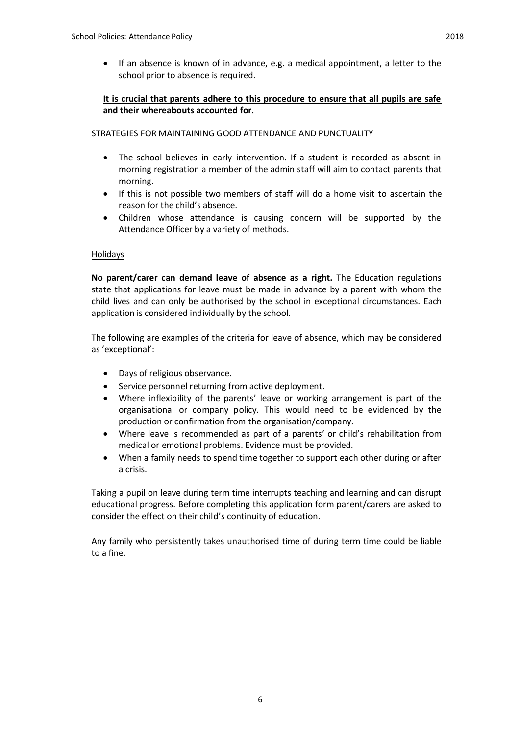- If an absence is known of in advance, e.g. a medical appointment, a letter to the school prior to absence is required.

**It is crucial that parents adhere to this procedure to ensure that all pupils are safe and their whereabouts accounted for.**

STRATEGIES FOR MAINTAINING GOOD ATTENDANCE AND PUNCTUALITY

- The school believes in early intervention. If a student is recorded as absent in morning registration a member of the admin staff will aim to contact parents that morning.
- If this is not possible two members of staff will do a home visit to ascertain the reason for the child's absence.
- Children whose attendance is causing concern will be supported by the Attendance Officer by a variety of methods.

Holidays

**No parent/carer can demand leave of absence as a right.** The Education regulations state that applications for leave must be made in advance by a parent with whom the child lives and can only be authorised by the school in exceptional circumstances. Each application is considered individually by the school.

The following are examples of the criteria for leave of absence, which may be considered as 'exceptional':

- Days of religious observance.
- Service personnel returning from active deployment.
- Where inflexibility of the parents' leave or working arrangement is part of the organisational or company policy. This would need to be evidenced by the production or confirmation from the organisation/company.
- Where leave is recommended as part of a parents' or child's rehabilitation from medical or emotional problems. Evidence must be provided.
- When a family needs to spend time together to support each other during or after a crisis.

Taking a pupil on leave during term time interrupts teaching and learning and can disrupt educational progress. Before completing this application form parent/carers are asked to consider the effect on their child's continuity of education.

Any family who persistently takes unauthorised time of during term time could be liable to a fine.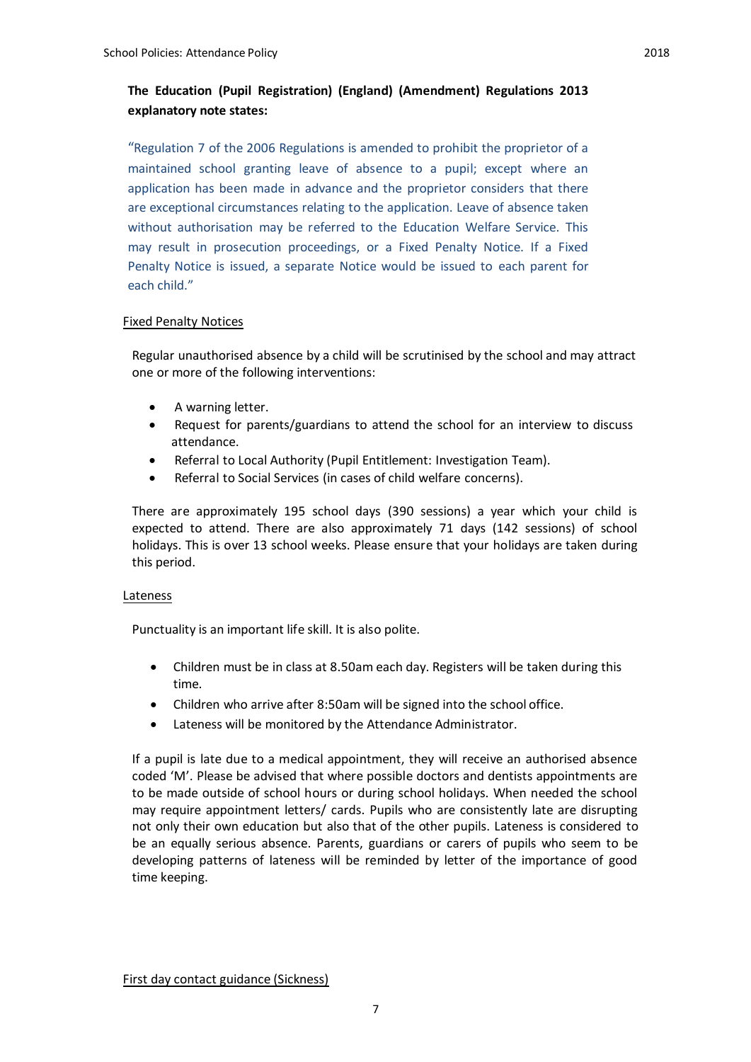**The Education (Pupil Registration) (England) (Amendment) Regulations 2013 explanatory note states:**

"Regulation 7 of the 2006 Regulations is amended to prohibit the proprietor of a maintained school granting leave of absence to a pupil; except where an application has been made in advance and the proprietor considers that there are exceptional circumstances relating to the application. Leave of absence taken without authorisation may be referred to the Education Welfare Service. This may result in prosecution proceedings, or a Fixed Penalty Notice. If a Fixed Penalty Notice is issued, a separate Notice would be issued to each parent for each child."

## Fixed Penalty Notices

Regular unauthorised absence by a child will be scrutinised by the school and may attract one or more of the following interventions:

- A warning letter.
- Request for parents/guardians to attend the school for an interview to discuss attendance.
- Referral to Local Authority (Pupil Entitlement: Investigation Team).
- Referral to Social Services (in cases of child welfare concerns).

There are approximately 195 school days (390 sessions) a year which your child is expected to attend. There are also approximately 71 days (142 sessions) of school holidays. This is over 13 school weeks. Please ensure that your holidays are taken during this period.

## Lateness

Punctuality is an important life skill. It is also polite.

- Children must be in class at 8.50am each day. Registers will be taken during this time.
- Children who arrive after 8:50am will be signed into the school office.
- Lateness will be monitored by the Attendance Administrator.

If a pupil is late due to a medical appointment, they will receive an authorised absence coded 'M'. Please be advised that where possible doctors and dentists appointments are to be made outside of school hours or during school holidays. When needed the school may require appointment letters/ cards. Pupils who are consistently late are disrupting not only their own education but also that of the other pupils. Lateness is considered to be an equally serious absence. Parents, guardians or carers of pupils who seem to be developing patterns of lateness will be reminded by letter of the importance of good time keeping.

## First day contact guidance (Sickness)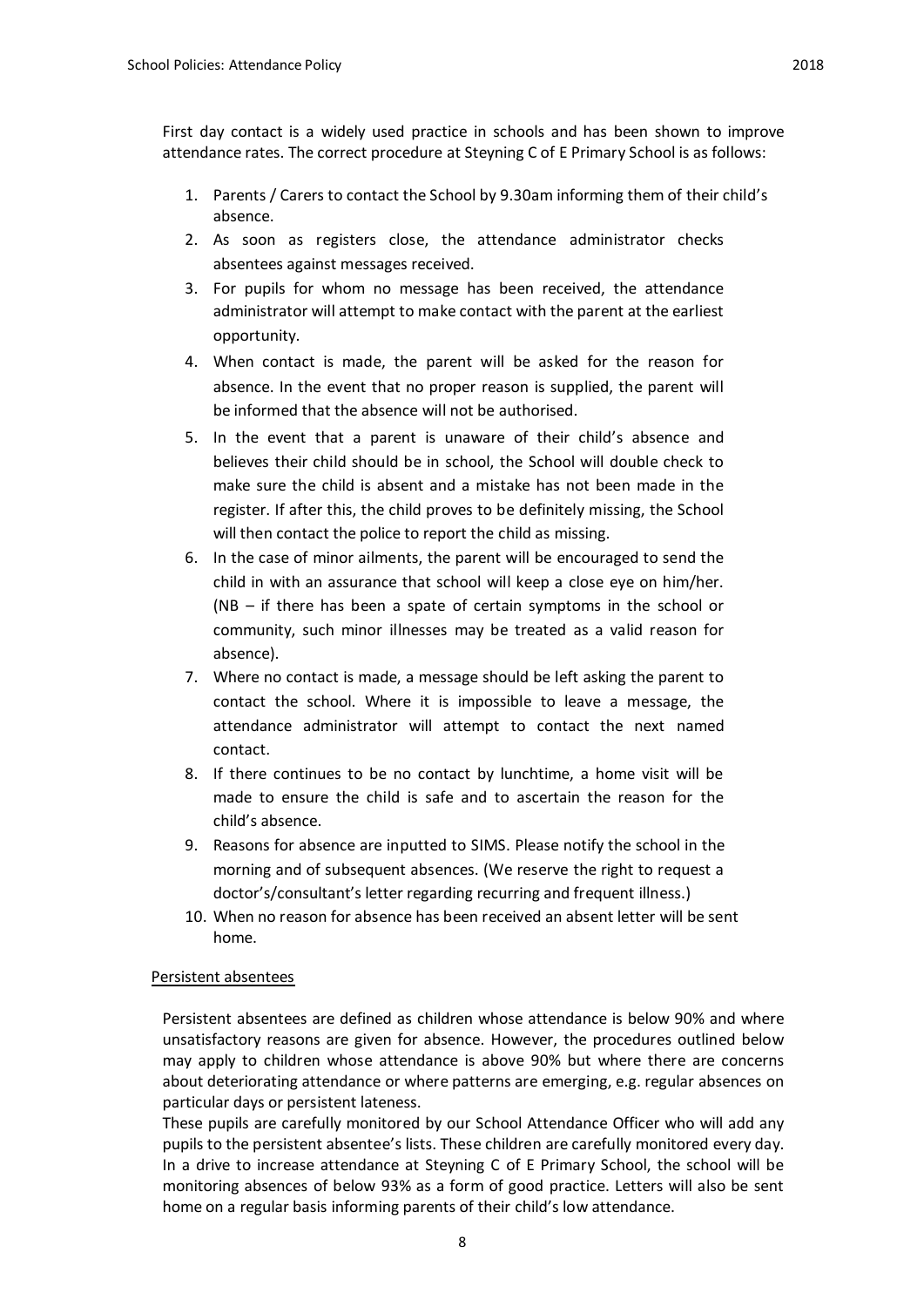First day contact is a widely used practice in schools and has been shown to improve attendance rates. The correct procedure at Steyning C of E Primary School is as follows:

1. Parents / Carers to contact the School by 9.30am informing them of their child's absence.
2. As soon as registers close, the attendance administrator checks absentees against messages received.
3. For pupils for whom no message has been received, the attendance administrator will attempt to make contact with the parent at the earliest opportunity.
4. When contact is made, the parent will be asked for the reason for absence. In the event that no proper reason is supplied, the parent will be informed that the absence will not be authorised.
5. In the event that a parent is unaware of their child's absence and believes their child should be in school, the School will double check to make sure the child is absent and a mistake has not been made in the register. If after this, the child proves to be definitely missing, the School will then contact the police to report the child as missing.
6. In the case of minor ailments, the parent will be encouraged to send the child in with an assurance that school will keep a close eye on him/her. (NB – if there has been a spate of certain symptoms in the school or community, such minor illnesses may be treated as a valid reason for absence).
7. Where no contact is made, a message should be left asking the parent to contact the school. Where it is impossible to leave a message, the attendance administrator will attempt to contact the next named contact.
8. If there continues to be no contact by lunchtime, a home visit will be made to ensure the child is safe and to ascertain the reason for the child's absence.
9. Reasons for absence are inputted to SIMS. Please notify the school in the morning and of subsequent absences. (We reserve the right to request a doctor's/consultant's letter regarding recurring and frequent illness.)
10. When no reason for absence has been received an absent letter will be sent home.

<u>Persistent absentees</u>

Persistent absentees are defined as children whose attendance is below 90% and where unsatisfactory reasons are given for absence. However, the procedures outlined below may apply to children whose attendance is above 90% but where there are concerns about deteriorating attendance or where patterns are emerging, e.g. regular absences on particular days or persistent lateness.

These pupils are carefully monitored by our School Attendance Officer who will add any pupils to the persistent absentee's lists. These children are carefully monitored every day. In a drive to increase attendance at Steyning C of E Primary School, the school will be monitoring absences of below 93% as a form of good practice. Letters will also be sent home on a regular basis informing parents of their child's low attendance.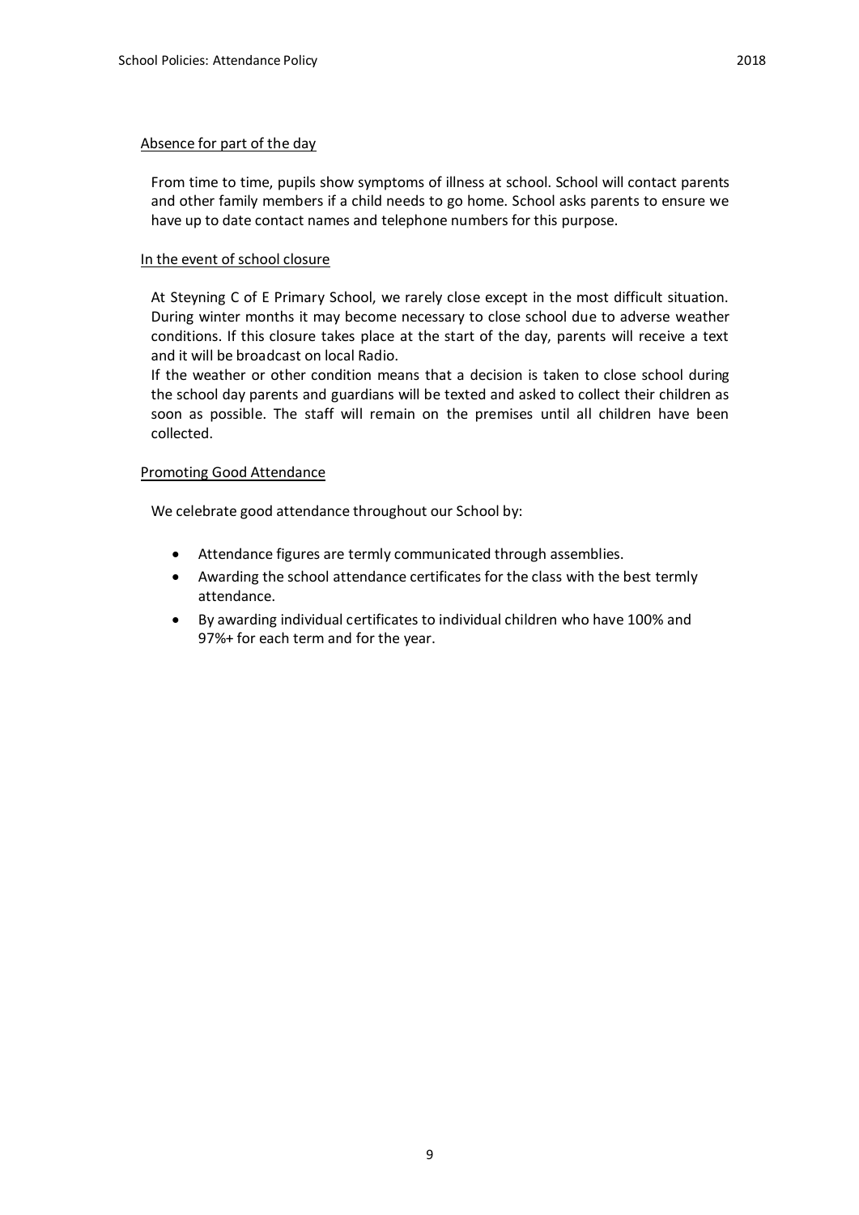### Absence for part of the day

From time to time, pupils show symptoms of illness at school. School will contact parents and other family members if a child needs to go home. School asks parents to ensure we have up to date contact names and telephone numbers for this purpose.

### In the event of school closure

At Steyning C of E Primary School, we rarely close except in the most difficult situation. During winter months it may become necessary to close school due to adverse weather conditions. If this closure takes place at the start of the day, parents will receive a text and it will be broadcast on local Radio.

If the weather or other condition means that a decision is taken to close school during the school day parents and guardians will be texted and asked to collect their children as soon as possible. The staff will remain on the premises until all children have been collected.

### Promoting Good Attendance

We celebrate good attendance throughout our School by:

- Attendance figures are termly communicated through assemblies.
- Awarding the school attendance certificates for the class with the best termly attendance.
- By awarding individual certificates to individual children who have 100% and 97%+ for each term and for the year.